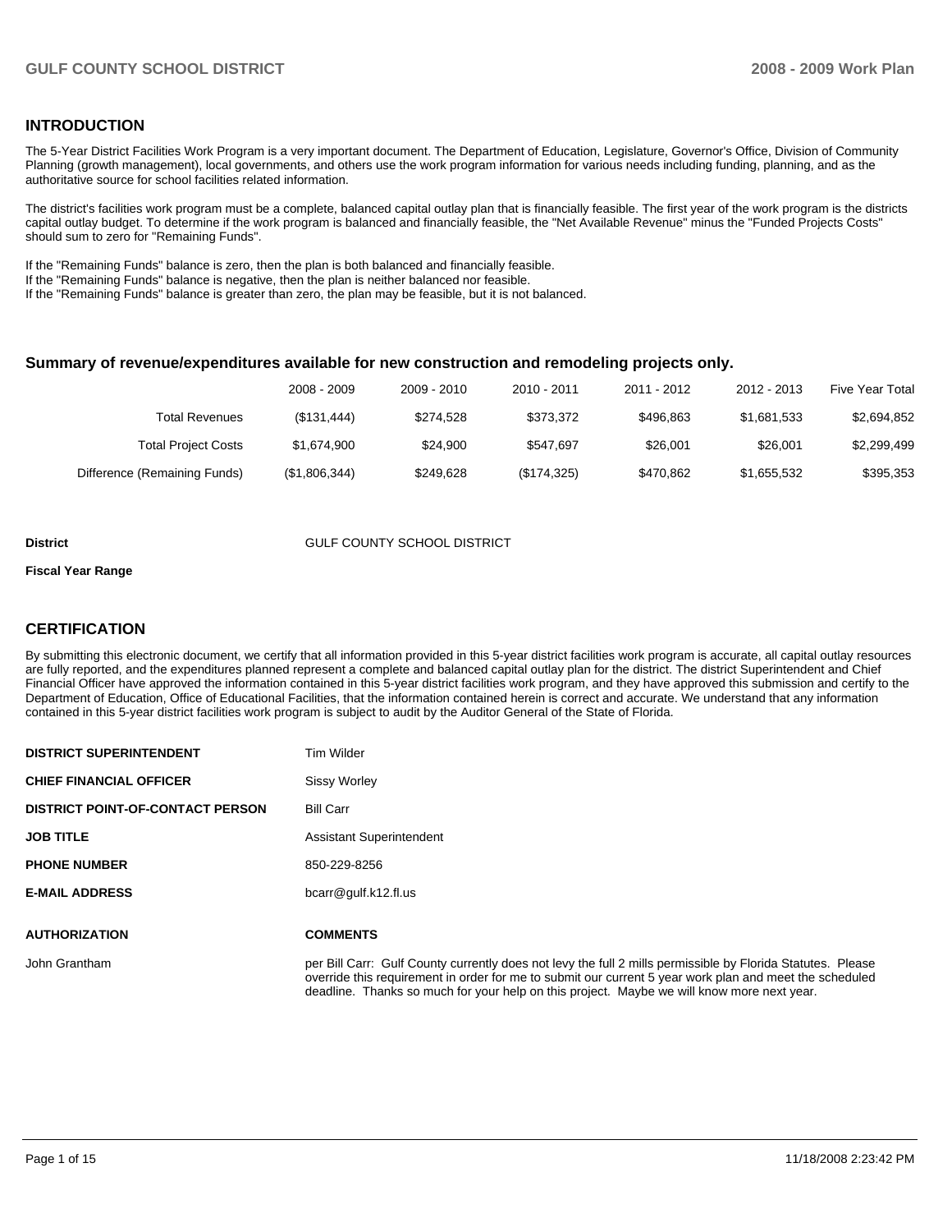## INTRODUCTION

The 5-Year District Facilities Work Program is a very important document. The Department of Education, Legislature, Governor's Office, Division of Community Planning (growth management), local governments, and others use the work program information for various needs including funding, planning, and as the authoritative source for school facilities related information.

The district's facilities work program must be a complete, balanced capital outlay plan that is financially feasible. The first year of the work program is the districts capital outlay budget. To determine if the work program is balanced and financially feasible, the "Net Available Revenue" minus the "Funded Projects Costs" should sum to zero for "Remaining Funds".

If the "Remaining Funds" balance is zero, then the plan is both balanced and financially feasible.
If the "Remaining Funds" balance is negative, then the plan is neither balanced nor feasible.
If the "Remaining Funds" balance is greater than zero, the plan may be feasible, but it is not balanced.

### Summary of revenue/expenditures available for new construction and remodeling projects only.

| | 2008 - 2009 | 2009 - 2010 | 2010 - 2011 | 2011 - 2012 | 2012 - 2013 | Five Year Total |
|---|---|---|---|---|---|---|
| Total Revenues | ($131,444) | $274,528 | $373,372 | $496,863 | $1,681,533 | $2,694,852 |
| Total Project Costs | $1,674,900 | $24,900 | $547,697 | $26,001 | $26,001 | $2,299,499 |
| Difference (Remaining Funds) | ($1,806,344) | $249,628 | ($174,325) | $470,862 | $1,655,532 | $395,353 |

**District** GULF COUNTY SCHOOL DISTRICT

**Fiscal Year Range**

## CERTIFICATION

By submitting this electronic document, we certify that all information provided in this 5-year district facilities work program is accurate, all capital outlay resources are fully reported, and the expenditures planned represent a complete and balanced capital outlay plan for the district. The district Superintendent and Chief Financial Officer have approved the information contained in this 5-year district facilities work program, and they have approved this submission and certify to the Department of Education, Office of Educational Facilities, that the information contained herein is correct and accurate. We understand that any information contained in this 5-year district facilities work program is subject to audit by the Auditor General of the State of Florida.

| | |
|---|---|
| **DISTRICT SUPERINTENDENT** | Tim Wilder |
| **CHIEF FINANCIAL OFFICER** | Sissy Worley |
| **DISTRICT POINT-OF-CONTACT PERSON** | Bill Carr |
| **JOB TITLE** | Assistant Superintendent |
| **PHONE NUMBER** | 850-229-8256 |
| **E-MAIL ADDRESS** | bcarr@gulf.k12.fl.us |

| **AUTHORIZATION** | **COMMENTS** |
|---|---|
| John Grantham | per Bill Carr: Gulf County currently does not levy the full 2 mills permissible by Florida Statutes. Please override this requirement in order for me to submit our current 5 year work plan and meet the scheduled deadline. Thanks so much for your help on this project. Maybe we will know more next year. |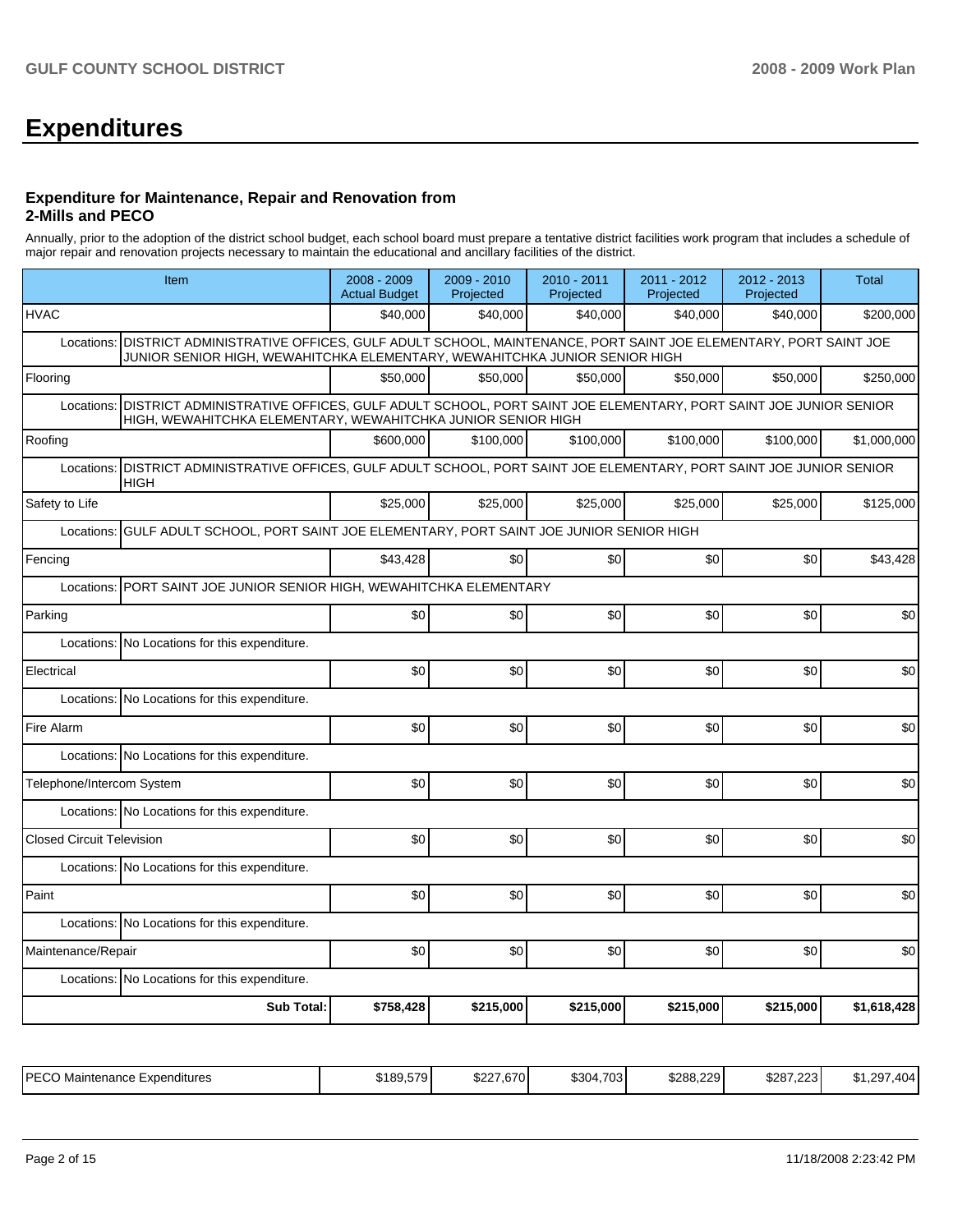# Expenditures

### Expenditure for Maintenance, Repair and Renovation from 2-Mills and PECO

Annually, prior to the adoption of the district school budget, each school board must prepare a tentative district facilities work program that includes a schedule of major repair and renovation projects necessary to maintain the educational and ancillary facilities of the district.

| Item | 2008 - 2009 Actual Budget | 2009 - 2010 Projected | 2010 - 2011 Projected | 2011 - 2012 Projected | 2012 - 2013 Projected | Total |
|---|---|---|---|---|---|---|
| HVAC | $40,000 | $40,000 | $40,000 | $40,000 | $40,000 | $200,000 |
| Locations: DISTRICT ADMINISTRATIVE OFFICES, GULF ADULT SCHOOL, MAINTENANCE, PORT SAINT JOE ELEMENTARY, PORT SAINT JOE JUNIOR SENIOR HIGH, WEWAHITCHKA ELEMENTARY, WEWAHITCHKA JUNIOR SENIOR HIGH | | | | | | |
| Flooring | $50,000 | $50,000 | $50,000 | $50,000 | $50,000 | $250,000 |
| Locations: DISTRICT ADMINISTRATIVE OFFICES, GULF ADULT SCHOOL, PORT SAINT JOE ELEMENTARY, PORT SAINT JOE JUNIOR SENIOR HIGH, WEWAHITCHKA ELEMENTARY, WEWAHITCHKA JUNIOR SENIOR HIGH | | | | | | |
| Roofing | $600,000 | $100,000 | $100,000 | $100,000 | $100,000 | $1,000,000 |
| Locations: DISTRICT ADMINISTRATIVE OFFICES, GULF ADULT SCHOOL, PORT SAINT JOE ELEMENTARY, PORT SAINT JOE JUNIOR SENIOR HIGH | | | | | | |
| Safety to Life | $25,000 | $25,000 | $25,000 | $25,000 | $25,000 | $125,000 |
| Locations: GULF ADULT SCHOOL, PORT SAINT JOE ELEMENTARY, PORT SAINT JOE JUNIOR SENIOR HIGH | | | | | | |
| Fencing | $43,428 | $0 | $0 | $0 | $0 | $43,428 |
| Locations: PORT SAINT JOE JUNIOR SENIOR HIGH, WEWAHITCHKA ELEMENTARY | | | | | | |
| Parking | $0 | $0 | $0 | $0 | $0 | $0 |
| Locations: No Locations for this expenditure. | | | | | | |
| Electrical | $0 | $0 | $0 | $0 | $0 | $0 |
| Locations: No Locations for this expenditure. | | | | | | |
| Fire Alarm | $0 | $0 | $0 | $0 | $0 | $0 |
| Locations: No Locations for this expenditure. | | | | | | |
| Telephone/Intercom System | $0 | $0 | $0 | $0 | $0 | $0 |
| Locations: No Locations for this expenditure. | | | | | | |
| Closed Circuit Television | $0 | $0 | $0 | $0 | $0 | $0 |
| Locations: No Locations for this expenditure. | | | | | | |
| Paint | $0 | $0 | $0 | $0 | $0 | $0 |
| Locations: No Locations for this expenditure. | | | | | | |
| Maintenance/Repair | $0 | $0 | $0 | $0 | $0 | $0 |
| Locations: No Locations for this expenditure. | | | | | | |
| **Sub Total:** | **$758,428** | **$215,000** | **$215,000** | **$215,000** | **$215,000** | **$1,618,428** |

| | | | | | | |
|---|---|---|---|---|---|---|
| PECO Maintenance Expenditures | $189,579 | $227,670 | $304,703 | $288,229 | $287,223 | $1,297,404 |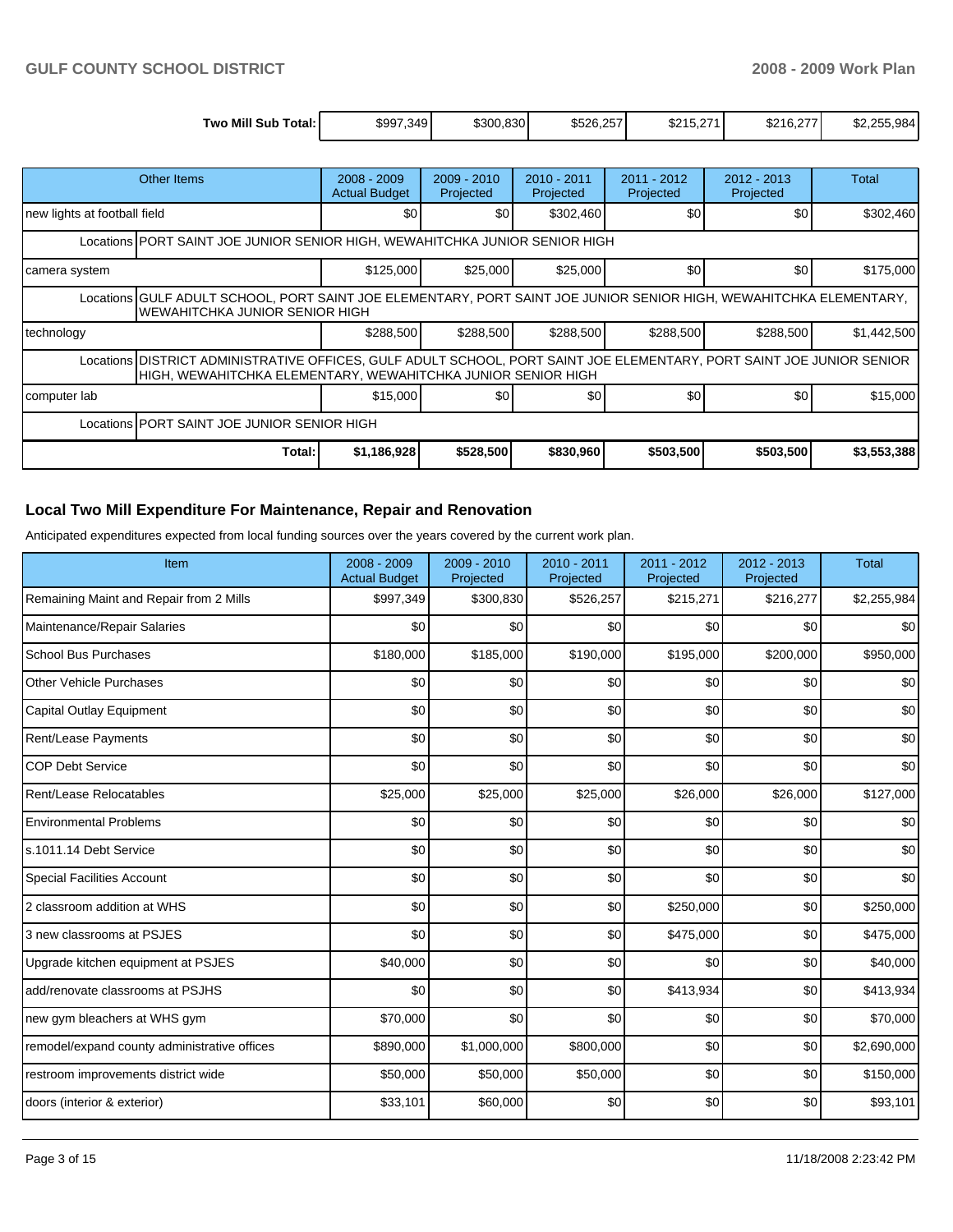| Two Mill Sub Total: | $997,349 | $300,830 | $526,257 | $215,271 | $216,277 | $2,255,984 |
|---|---|---|---|---|---|---|

| Other Items | 2008 - 2009 Actual Budget | 2009 - 2010 Projected | 2010 - 2011 Projected | 2011 - 2012 Projected | 2012 - 2013 Projected | Total |
|---|---|---|---|---|---|---|
| new lights at football field | $0 | $0 | $302,460 | $0 | $0 | $302,460 |
| Locations PORT SAINT JOE JUNIOR SENIOR HIGH, WEWAHITCHKA JUNIOR SENIOR HIGH | | | | | | |
| camera system | $125,000 | $25,000 | $25,000 | $0 | $0 | $175,000 |
| Locations GULF ADULT SCHOOL, PORT SAINT JOE ELEMENTARY, PORT SAINT JOE JUNIOR SENIOR HIGH, WEWAHITCHKA ELEMENTARY, WEWAHITCHKA JUNIOR SENIOR HIGH | | | | | | |
| technology | $288,500 | $288,500 | $288,500 | $288,500 | $288,500 | $1,442,500 |
| Locations DISTRICT ADMINISTRATIVE OFFICES, GULF ADULT SCHOOL, PORT SAINT JOE ELEMENTARY, PORT SAINT JOE JUNIOR SENIOR HIGH, WEWAHITCHKA ELEMENTARY, WEWAHITCHKA JUNIOR SENIOR HIGH | | | | | | |
| computer lab | $15,000 | $0 | $0 | $0 | $0 | $15,000 |
| Locations PORT SAINT JOE JUNIOR SENIOR HIGH | | | | | | |
| Total: | $1,186,928 | $528,500 | $830,960 | $503,500 | $503,500 | $3,553,388 |

## Local Two Mill Expenditure For Maintenance, Repair and Renovation

Anticipated expenditures expected from local funding sources over the years covered by the current work plan.

| Item | 2008 - 2009 Actual Budget | 2009 - 2010 Projected | 2010 - 2011 Projected | 2011 - 2012 Projected | 2012 - 2013 Projected | Total |
|---|---|---|---|---|---|---|
| Remaining Maint and Repair from 2 Mills | $997,349 | $300,830 | $526,257 | $215,271 | $216,277 | $2,255,984 |
| Maintenance/Repair Salaries | $0 | $0 | $0 | $0 | $0 | $0 |
| School Bus Purchases | $180,000 | $185,000 | $190,000 | $195,000 | $200,000 | $950,000 |
| Other Vehicle Purchases | $0 | $0 | $0 | $0 | $0 | $0 |
| Capital Outlay Equipment | $0 | $0 | $0 | $0 | $0 | $0 |
| Rent/Lease Payments | $0 | $0 | $0 | $0 | $0 | $0 |
| COP Debt Service | $0 | $0 | $0 | $0 | $0 | $0 |
| Rent/Lease Relocatables | $25,000 | $25,000 | $25,000 | $26,000 | $26,000 | $127,000 |
| Environmental Problems | $0 | $0 | $0 | $0 | $0 | $0 |
| s.1011.14 Debt Service | $0 | $0 | $0 | $0 | $0 | $0 |
| Special Facilities Account | $0 | $0 | $0 | $0 | $0 | $0 |
| 2 classroom addition at WHS | $0 | $0 | $0 | $250,000 | $0 | $250,000 |
| 3 new classrooms at PSJES | $0 | $0 | $0 | $475,000 | $0 | $475,000 |
| Upgrade kitchen equipment at PSJES | $40,000 | $0 | $0 | $0 | $0 | $40,000 |
| add/renovate classrooms at PSJHS | $0 | $0 | $0 | $413,934 | $0 | $413,934 |
| new gym bleachers at WHS gym | $70,000 | $0 | $0 | $0 | $0 | $70,000 |
| remodel/expand county administrative offices | $890,000 | $1,000,000 | $800,000 | $0 | $0 | $2,690,000 |
| restroom improvements district wide | $50,000 | $50,000 | $50,000 | $0 | $0 | $150,000 |
| doors (interior & exterior) | $33,101 | $60,000 | $0 | $0 | $0 | $93,101 |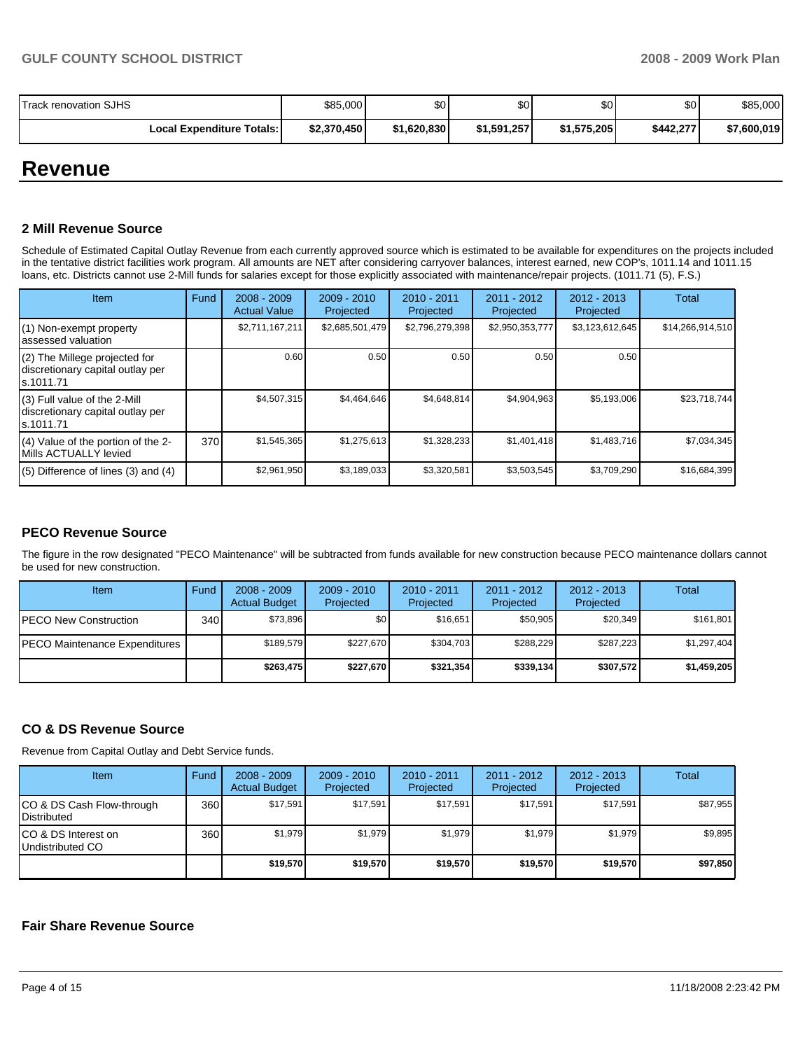| Track renovation SJHS | $85,000 | $0 | $0 | $0 | $0 | $85,000 |
|---|---|---|---|---|---|---|
| **Local Expenditure Totals:** | **$2,370,450** | **$1,620,830** | **$1,591,257** | **$1,575,205** | **$442,277** | **$7,600,019** |

# Revenue

### 2 Mill Revenue Source

Schedule of Estimated Capital Outlay Revenue from each currently approved source which is estimated to be available for expenditures on the projects included in the tentative district facilities work program. All amounts are NET after considering carryover balances, interest earned, new COP's, 1011.14 and 1011.15 loans, etc. Districts cannot use 2-Mill funds for salaries except for those explicitly associated with maintenance/repair projects. (1011.71 (5), F.S.)

| Item | Fund | 2008 - 2009 Actual Value | 2009 - 2010 Projected | 2010 - 2011 Projected | 2011 - 2012 Projected | 2012 - 2013 Projected | Total |
|---|---|---|---|---|---|---|---|
| (1) Non-exempt property assessed valuation | | $2,711,167,211 | $2,685,501,479 | $2,796,279,398 | $2,950,353,777 | $3,123,612,645 | $14,266,914,510 |
| (2) The Millege projected for discretionary capital outlay per s.1011.71 | | 0.60 | 0.50 | 0.50 | 0.50 | 0.50 | |
| (3) Full value of the 2-Mill discretionary capital outlay per s.1011.71 | | $4,507,315 | $4,464,646 | $4,648,814 | $4,904,963 | $5,193,006 | $23,718,744 |
| (4) Value of the portion of the 2-Mills ACTUALLY levied | 370 | $1,545,365 | $1,275,613 | $1,328,233 | $1,401,418 | $1,483,716 | $7,034,345 |
| (5) Difference of lines (3) and (4) | | $2,961,950 | $3,189,033 | $3,320,581 | $3,503,545 | $3,709,290 | $16,684,399 |

### PECO Revenue Source

The figure in the row designated "PECO Maintenance" will be subtracted from funds available for new construction because PECO maintenance dollars cannot be used for new construction.

| Item | Fund | 2008 - 2009 Actual Budget | 2009 - 2010 Projected | 2010 - 2011 Projected | 2011 - 2012 Projected | 2012 - 2013 Projected | Total |
|---|---|---|---|---|---|---|---|
| PECO New Construction | 340 | $73,896 | $0 | $16,651 | $50,905 | $20,349 | $161,801 |
| PECO Maintenance Expenditures | | $189,579 | $227,670 | $304,703 | $288,229 | $287,223 | $1,297,404 |
| | | **$263,475** | **$227,670** | **$321,354** | **$339,134** | **$307,572** | **$1,459,205** |

### CO & DS Revenue Source

Revenue from Capital Outlay and Debt Service funds.

| Item | Fund | 2008 - 2009 Actual Budget | 2009 - 2010 Projected | 2010 - 2011 Projected | 2011 - 2012 Projected | 2012 - 2013 Projected | Total |
|---|---|---|---|---|---|---|---|
| CO & DS Cash Flow-through Distributed | 360 | $17,591 | $17,591 | $17,591 | $17,591 | $17,591 | $87,955 |
| CO & DS Interest on Undistributed CO | 360 | $1,979 | $1,979 | $1,979 | $1,979 | $1,979 | $9,895 |
| | | **$19,570** | **$19,570** | **$19,570** | **$19,570** | **$19,570** | **$97,850** |

### Fair Share Revenue Source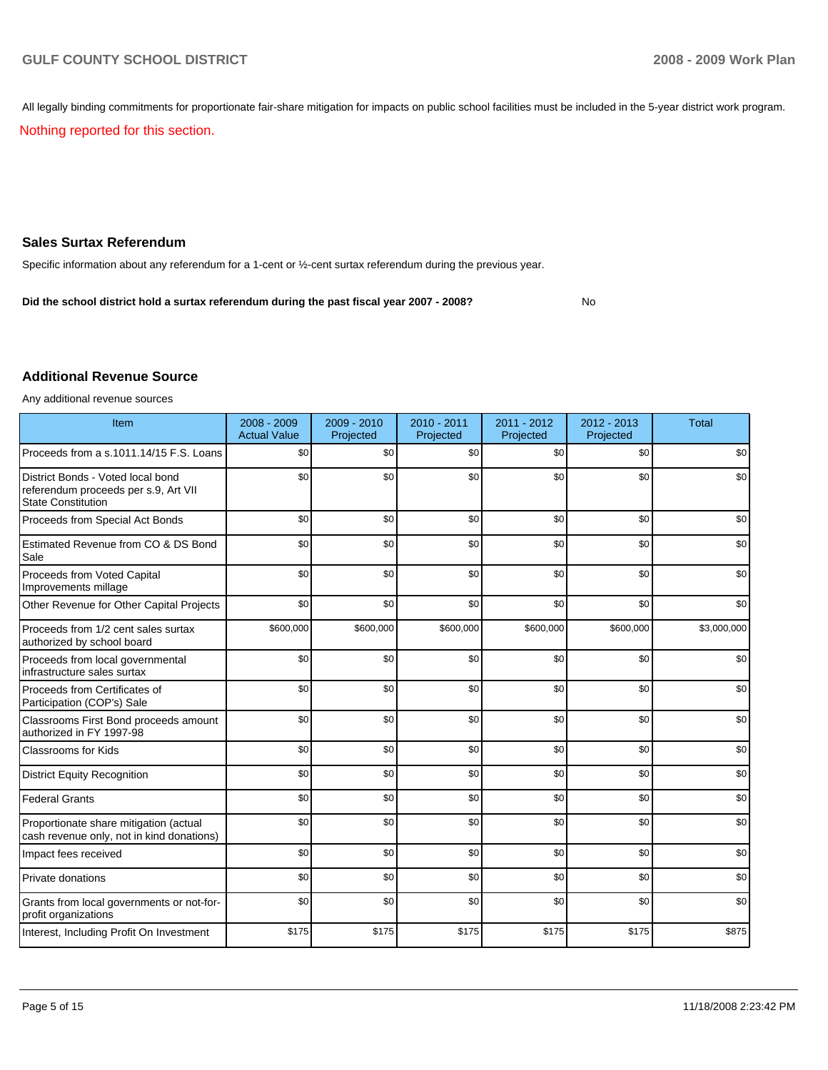All legally binding commitments for proportionate fair-share mitigation for impacts on public school facilities must be included in the 5-year district work program.

Nothing reported for this section.

## Sales Surtax Referendum

Specific information about any referendum for a 1-cent or ½-cent surtax referendum during the previous year.

**Did the school district hold a surtax referendum during the past fiscal year 2007 - 2008?** No

## Additional Revenue Source

Any additional revenue sources

| Item | 2008 - 2009 Actual Value | 2009 - 2010 Projected | 2010 - 2011 Projected | 2011 - 2012 Projected | 2012 - 2013 Projected | Total |
|---|---|---|---|---|---|---|
| Proceeds from a s.1011.14/15 F.S. Loans | $0 | $0 | $0 | $0 | $0 | $0 |
| District Bonds - Voted local bond referendum proceeds per s.9, Art VII State Constitution | $0 | $0 | $0 | $0 | $0 | $0 |
| Proceeds from Special Act Bonds | $0 | $0 | $0 | $0 | $0 | $0 |
| Estimated Revenue from CO & DS Bond Sale | $0 | $0 | $0 | $0 | $0 | $0 |
| Proceeds from Voted Capital Improvements millage | $0 | $0 | $0 | $0 | $0 | $0 |
| Other Revenue for Other Capital Projects | $0 | $0 | $0 | $0 | $0 | $0 |
| Proceeds from 1/2 cent sales surtax authorized by school board | $600,000 | $600,000 | $600,000 | $600,000 | $600,000 | $3,000,000 |
| Proceeds from local governmental infrastructure sales surtax | $0 | $0 | $0 | $0 | $0 | $0 |
| Proceeds from Certificates of Participation (COP's) Sale | $0 | $0 | $0 | $0 | $0 | $0 |
| Classrooms First Bond proceeds amount authorized in FY 1997-98 | $0 | $0 | $0 | $0 | $0 | $0 |
| Classrooms for Kids | $0 | $0 | $0 | $0 | $0 | $0 |
| District Equity Recognition | $0 | $0 | $0 | $0 | $0 | $0 |
| Federal Grants | $0 | $0 | $0 | $0 | $0 | $0 |
| Proportionate share mitigation (actual cash revenue only, not in kind donations) | $0 | $0 | $0 | $0 | $0 | $0 |
| Impact fees received | $0 | $0 | $0 | $0 | $0 | $0 |
| Private donations | $0 | $0 | $0 | $0 | $0 | $0 |
| Grants from local governments or not-for-profit organizations | $0 | $0 | $0 | $0 | $0 | $0 |
| Interest, Including Profit On Investment | $175 | $175 | $175 | $175 | $175 | $875 |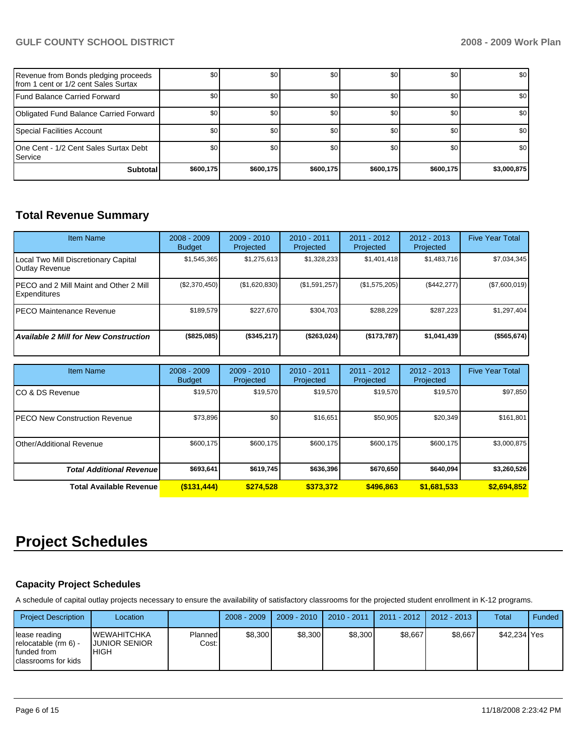| | | | | | | |
|---|---|---|---|---|---|---|
| Revenue from Bonds pledging proceeds from 1 cent or 1/2 cent Sales Surtax | $0 | $0 | $0 | $0 | $0 | $0 |
| Fund Balance Carried Forward | $0 | $0 | $0 | $0 | $0 | $0 |
| Obligated Fund Balance Carried Forward | $0 | $0 | $0 | $0 | $0 | $0 |
| Special Facilities Account | $0 | $0 | $0 | $0 | $0 | $0 |
| One Cent - 1/2 Cent Sales Surtax Debt Service | $0 | $0 | $0 | $0 | $0 | $0 |
| **Subtotal** | **$600,175** | **$600,175** | **$600,175** | **$600,175** | **$600,175** | **$3,000,875** |

## Total Revenue Summary

| Item Name | 2008 - 2009 Budget | 2009 - 2010 Projected | 2010 - 2011 Projected | 2011 - 2012 Projected | 2012 - 2013 Projected | Five Year Total |
|---|---|---|---|---|---|---|
| Local Two Mill Discretionary Capital Outlay Revenue | $1,545,365 | $1,275,613 | $1,328,233 | $1,401,418 | $1,483,716 | $7,034,345 |
| PECO and 2 Mill Maint and Other 2 Mill Expenditures | ($2,370,450) | ($1,620,830) | ($1,591,257) | ($1,575,205) | ($442,277) | ($7,600,019) |
| PECO Maintenance Revenue | $189,579 | $227,670 | $304,703 | $288,229 | $287,223 | $1,297,404 |
| ***Available 2 Mill for New Construction*** | **($825,085)** | **($345,217)** | **($263,024)** | **($173,787)** | **$1,041,439** | **($565,674)** |

| Item Name | 2008 - 2009 Budget | 2009 - 2010 Projected | 2010 - 2011 Projected | 2011 - 2012 Projected | 2012 - 2013 Projected | Five Year Total |
|---|---|---|---|---|---|---|
| CO & DS Revenue | $19,570 | $19,570 | $19,570 | $19,570 | $19,570 | $97,850 |
| PECO New Construction Revenue | $73,896 | $0 | $16,651 | $50,905 | $20,349 | $161,801 |
| Other/Additional Revenue | $600,175 | $600,175 | $600,175 | $600,175 | $600,175 | $3,000,875 |
| ***Total Additional Revenue*** | **$693,641** | **$619,745** | **$636,396** | **$670,650** | **$640,094** | **$3,260,526** |
| **Total Available Revenue** | **($131,444)** | **$274,528** | **$373,372** | **$496,863** | **$1,681,533** | **$2,694,852** |

# Project Schedules

### Capacity Project Schedules

A schedule of capital outlay projects necessary to ensure the availability of satisfactory classrooms for the projected student enrollment in K-12 programs.

| Project Description | Location | | 2008 - 2009 | 2009 - 2010 | 2010 - 2011 | 2011 - 2012 | 2012 - 2013 | Total | Funded |
|---|---|---|---|---|---|---|---|---|---|
| lease reading relocatable (rm 6) - funded from classrooms for kids | WEWAHITCHKA JUNIOR SENIOR HIGH | Planned Cost: | $8,300 | $8,300 | $8,300 | $8,667 | $8,667 | $42,234 | Yes |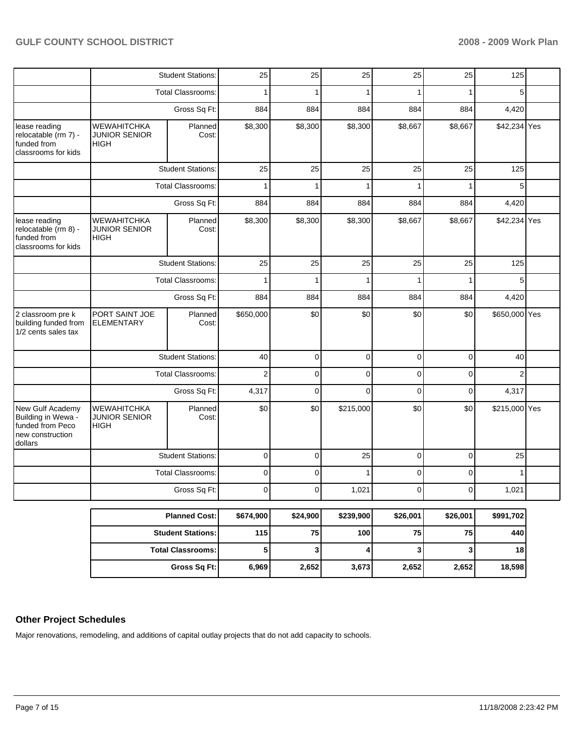| | | | | | | | | | |
|---|---|---|---|---|---|---|---|---|---|
| | Student Stations: | | 25 | 25 | 25 | 25 | 25 | 125 | |
| | Total Classrooms: | | 1 | 1 | 1 | 1 | 1 | 5 | |
| | Gross Sq Ft: | | 884 | 884 | 884 | 884 | 884 | 4,420 | |
| lease reading relocatable (rm 7) - funded from classrooms for kids | WEWAHITCHKA JUNIOR SENIOR HIGH | Planned Cost: | $8,300 | $8,300 | $8,300 | $8,667 | $8,667 | $42,234 | Yes |
| | Student Stations: | | 25 | 25 | 25 | 25 | 25 | 125 | |
| | Total Classrooms: | | 1 | 1 | 1 | 1 | 1 | 5 | |
| | Gross Sq Ft: | | 884 | 884 | 884 | 884 | 884 | 4,420 | |
| lease reading relocatable (rm 8) - funded from classrooms for kids | WEWAHITCHKA JUNIOR SENIOR HIGH | Planned Cost: | $8,300 | $8,300 | $8,300 | $8,667 | $8,667 | $42,234 | Yes |
| | Student Stations: | | 25 | 25 | 25 | 25 | 25 | 125 | |
| | Total Classrooms: | | 1 | 1 | 1 | 1 | 1 | 5 | |
| | Gross Sq Ft: | | 884 | 884 | 884 | 884 | 884 | 4,420 | |
| 2 classroom pre k building funded from 1/2 cents sales tax | PORT SAINT JOE ELEMENTARY | Planned Cost: | $650,000 | $0 | $0 | $0 | $0 | $650,000 | Yes |
| | Student Stations: | | 40 | 0 | 0 | 0 | 0 | 40 | |
| | Total Classrooms: | | 2 | 0 | 0 | 0 | 0 | 2 | |
| | Gross Sq Ft: | | 4,317 | 0 | 0 | 0 | 0 | 4,317 | |
| New Gulf Academy Building in Wewa - funded from Peco new construction dollars | WEWAHITCHKA JUNIOR SENIOR HIGH | Planned Cost: | $0 | $0 | $215,000 | $0 | $0 | $215,000 | Yes |
| | Student Stations: | | 0 | 0 | 25 | 0 | 0 | 25 | |
| | Total Classrooms: | | 0 | 0 | 1 | 0 | 0 | 1 | |
| | Gross Sq Ft: | | 0 | 0 | 1,021 | 0 | 0 | 1,021 | |

| | | | | | | |
|---|---|---|---|---|---|---|
| **Planned Cost:** | **$674,900** | **$24,900** | **$239,900** | **$26,001** | **$26,001** | **$991,702** |
| **Student Stations:** | **115** | **75** | **100** | **75** | **75** | **440** |
| **Total Classrooms:** | **5** | **3** | **4** | **3** | **3** | **18** |
| **Gross Sq Ft:** | **6,969** | **2,652** | **3,673** | **2,652** | **2,652** | **18,598** |

## Other Project Schedules

Major renovations, remodeling, and additions of capital outlay projects that do not add capacity to schools.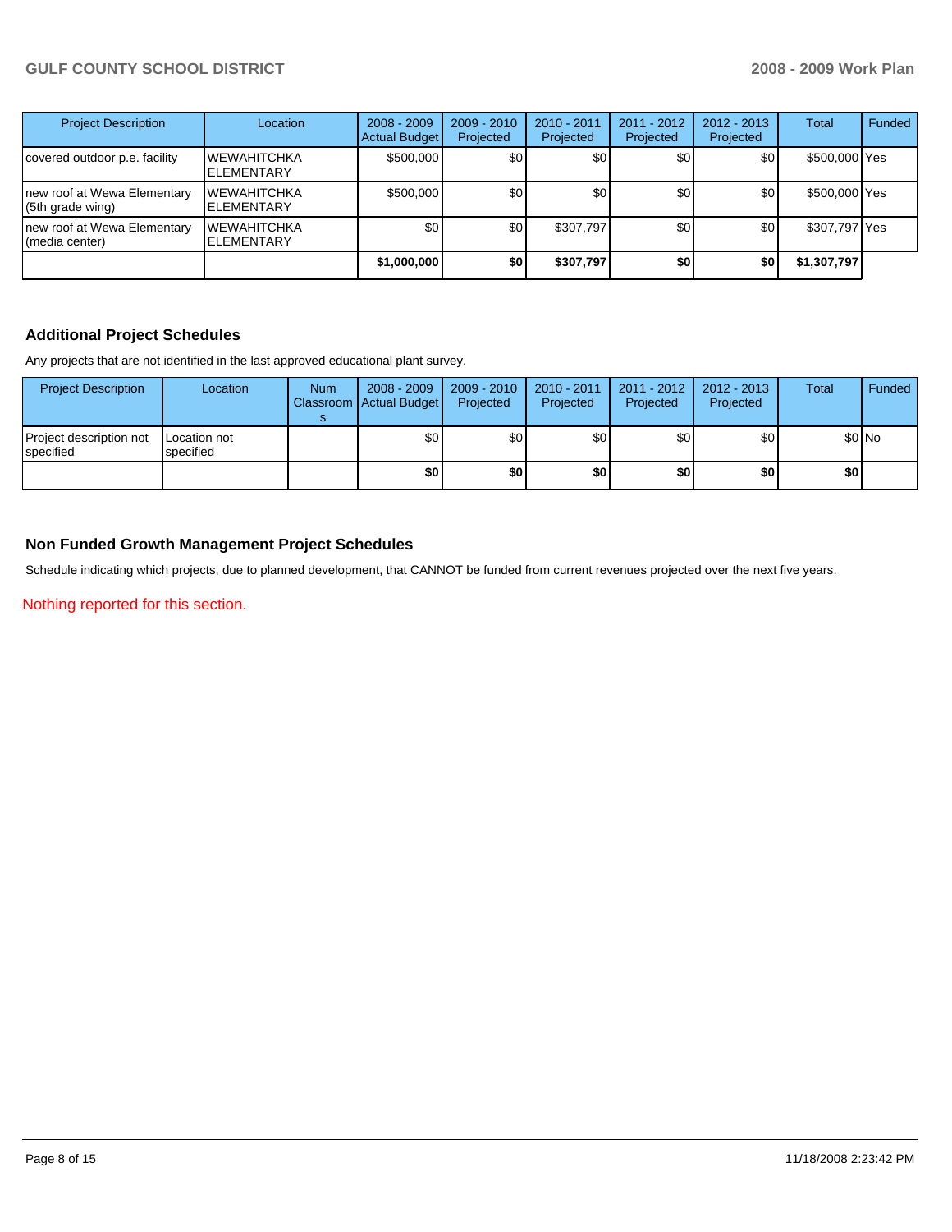| Project Description | Location | 2008 - 2009 Actual Budget | 2009 - 2010 Projected | 2010 - 2011 Projected | 2011 - 2012 Projected | 2012 - 2013 Projected | Total | Funded |
|---|---|---|---|---|---|---|---|---|
| covered outdoor p.e. facility | WEWAHITCHKA ELEMENTARY | $500,000 | $0 | $0 | $0 | $0 | $500,000 | Yes |
| new roof at Wewa Elementary (5th grade wing) | WEWAHITCHKA ELEMENTARY | $500,000 | $0 | $0 | $0 | $0 | $500,000 | Yes |
| new roof at Wewa Elementary (media center) | WEWAHITCHKA ELEMENTARY | $0 | $0 | $307,797 | $0 | $0 | $307,797 | Yes |
| | | **$1,000,000** | **$0** | **$307,797** | **$0** | **$0** | **$1,307,797** | |

## Additional Project Schedules

Any projects that are not identified in the last approved educational plant survey.

| Project Description | Location | Num Classrooms | 2008 - 2009 Actual Budget | 2009 - 2010 Projected | 2010 - 2011 Projected | 2011 - 2012 Projected | 2012 - 2013 Projected | Total | Funded |
|---|---|---|---|---|---|---|---|---|---|
| Project description not specified | Location not specified | | $0 | $0 | $0 | $0 | $0 | $0 | No |
| | | | **$0** | **$0** | **$0** | **$0** | **$0** | **$0** | |

## Non Funded Growth Management Project Schedules

Schedule indicating which projects, due to planned development, that CANNOT be funded from current revenues projected over the next five years.

Nothing reported for this section.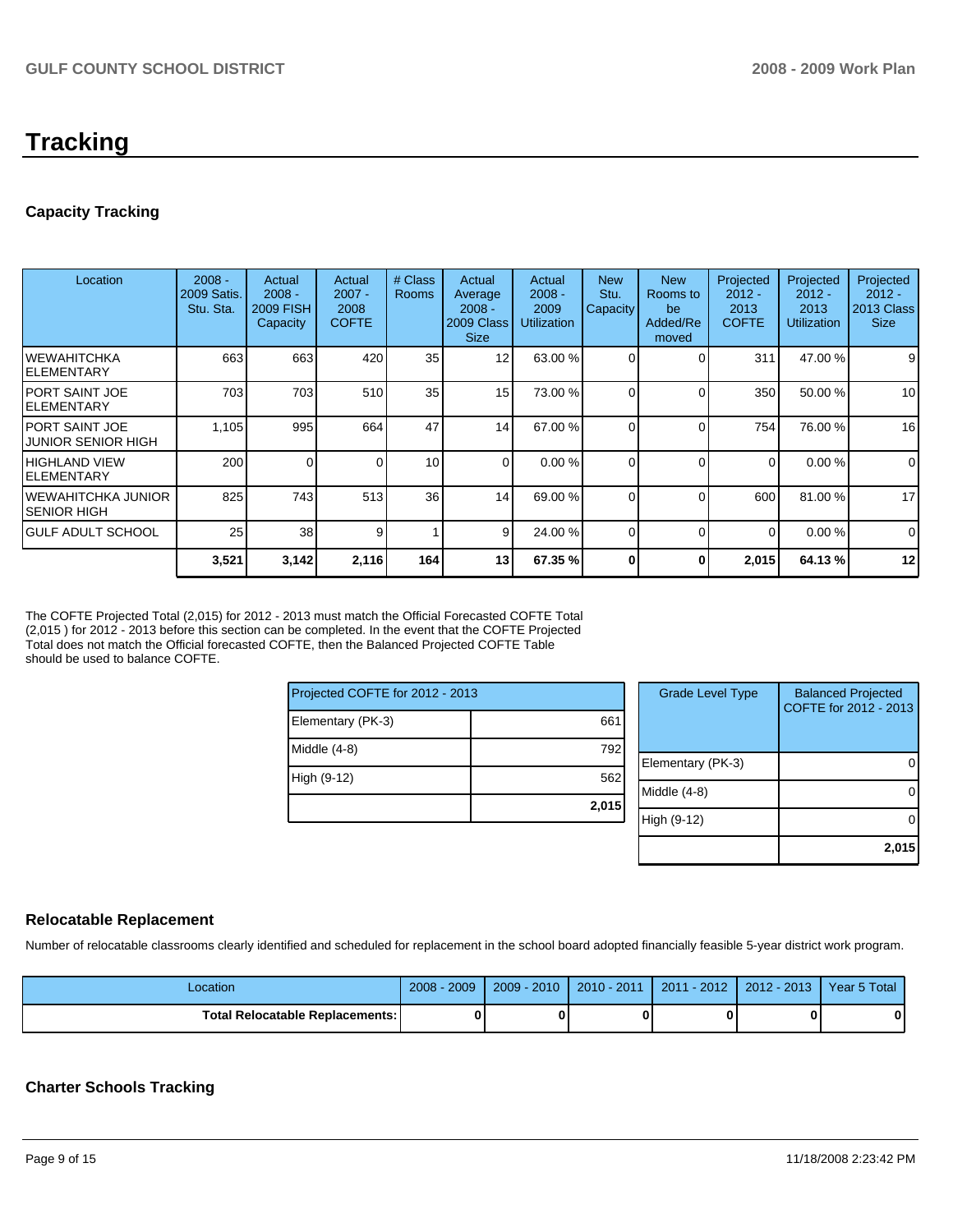# Tracking

## Capacity Tracking

| Location | 2008 - 2009 Satis. Stu. Sta. | Actual 2008 - 2009 FISH Capacity | Actual 2007 - 2008 COFTE | # Class Rooms | Actual Average 2008 - 2009 Class Size | Actual 2008 - 2009 Utilization | New Stu. Capacity | New Rooms to be Added/Removed | Projected 2012 - 2013 COFTE | Projected 2012 - 2013 Utilization | Projected 2012 - 2013 Class Size |
|---|---|---|---|---|---|---|---|---|---|---|---|
| WEWAHITCHKA ELEMENTARY | 663 | 663 | 420 | 35 | 12 | 63.00 % | 0 | 0 | 311 | 47.00 % | 9 |
| PORT SAINT JOE ELEMENTARY | 703 | 703 | 510 | 35 | 15 | 73.00 % | 0 | 0 | 350 | 50.00 % | 10 |
| PORT SAINT JOE JUNIOR SENIOR HIGH | 1,105 | 995 | 664 | 47 | 14 | 67.00 % | 0 | 0 | 754 | 76.00 % | 16 |
| HIGHLAND VIEW ELEMENTARY | 200 | 0 | 0 | 10 | 0 | 0.00 % | 0 | 0 | 0 | 0.00 % | 0 |
| WEWAHITCHKA JUNIOR SENIOR HIGH | 825 | 743 | 513 | 36 | 14 | 69.00 % | 0 | 0 | 600 | 81.00 % | 17 |
| GULF ADULT SCHOOL | 25 | 38 | 9 | 1 | 9 | 24.00 % | 0 | 0 | 0 | 0.00 % | 0 |
| | **3,521** | **3,142** | **2,116** | **164** | **13** | **67.35 %** | **0** | **0** | **2,015** | **64.13 %** | **12** |

The COFTE Projected Total (2,015) for 2012 - 2013 must match the Official Forecasted COFTE Total (2,015 ) for 2012 - 2013 before this section can be completed. In the event that the COFTE Projected Total does not match the Official forecasted COFTE, then the Balanced Projected COFTE Table should be used to balance COFTE.

| Projected COFTE for 2012 - 2013 | |
|---|---|
| Elementary (PK-3) | 661 |
| Middle (4-8) | 792 |
| High (9-12) | 562 |
| | **2,015** |

| Grade Level Type | Balanced Projected COFTE for 2012 - 2013 |
|---|---|
| Elementary (PK-3) | 0 |
| Middle (4-8) | 0 |
| High (9-12) | 0 |
| | **2,015** |

## Relocatable Replacement

Number of relocatable classrooms clearly identified and scheduled for replacement in the school board adopted financially feasible 5-year district work program.

| Location | 2008 - 2009 | 2009 - 2010 | 2010 - 2011 | 2011 - 2012 | 2012 - 2013 | Year 5 Total |
|---|---|---|---|---|---|---|
| **Total Relocatable Replacements:** | **0** | **0** | **0** | **0** | **0** | **0** |

## Charter Schools Tracking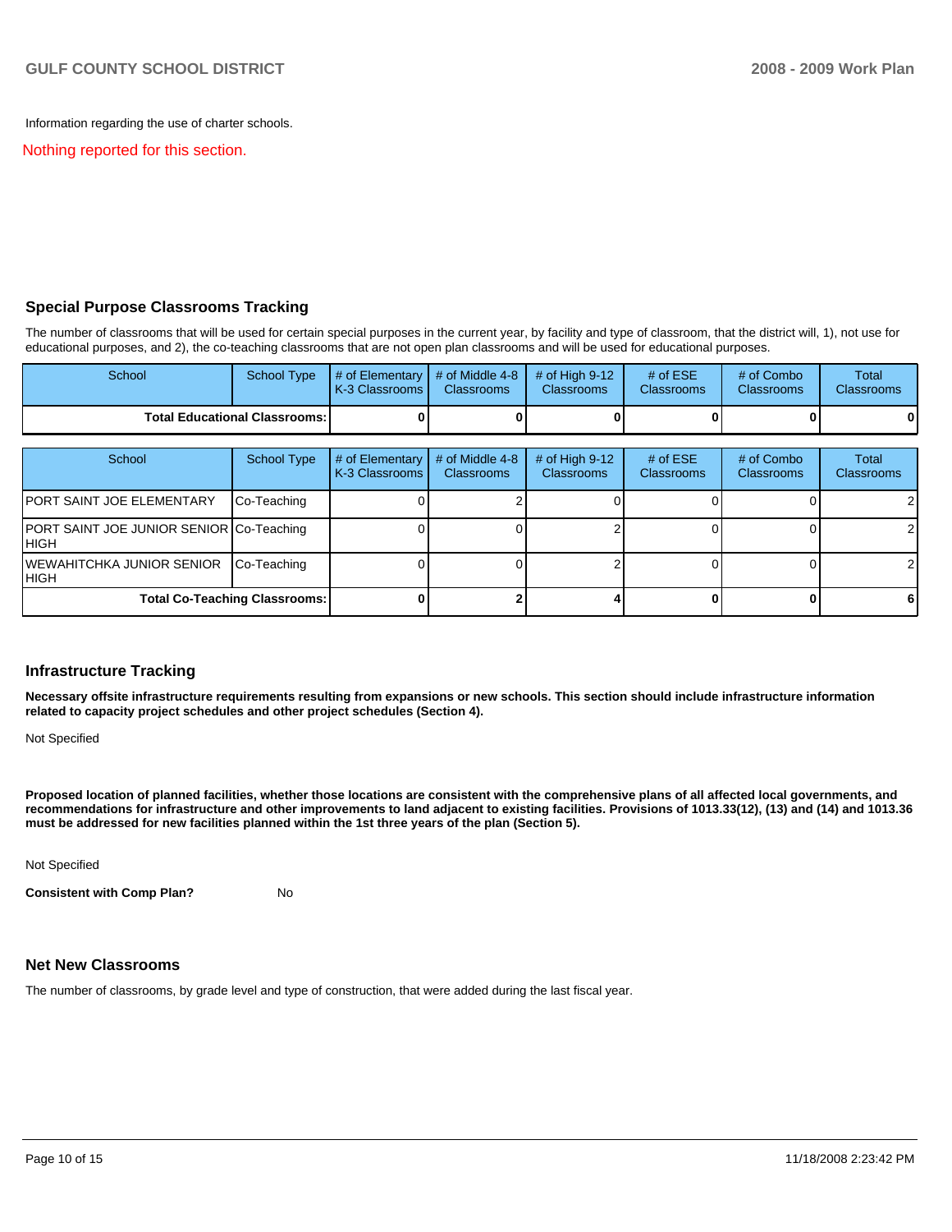Information regarding the use of charter schools.

Nothing reported for this section.

## Special Purpose Classrooms Tracking

The number of classrooms that will be used for certain special purposes in the current year, by facility and type of classroom, that the district will, 1), not use for educational purposes, and 2), the co-teaching classrooms that are not open plan classrooms and will be used for educational purposes.

| School | School Type | # of Elementary K-3 Classrooms | # of Middle 4-8 Classrooms | # of High 9-12 Classrooms | # of ESE Classrooms | # of Combo Classrooms | Total Classrooms |
|---|---|---|---|---|---|---|---|
| **Total Educational Classrooms:** | | **0** | **0** | **0** | **0** | **0** | **0** |

| School | School Type | # of Elementary K-3 Classrooms | # of Middle 4-8 Classrooms | # of High 9-12 Classrooms | # of ESE Classrooms | # of Combo Classrooms | Total Classrooms |
|---|---|---|---|---|---|---|---|
| PORT SAINT JOE ELEMENTARY | Co-Teaching | 0 | 2 | 0 | 0 | 0 | 2 |
| PORT SAINT JOE JUNIOR SENIOR HIGH | Co-Teaching | 0 | 0 | 2 | 0 | 0 | 2 |
| WEWAHITCHKA JUNIOR SENIOR HIGH | Co-Teaching | 0 | 0 | 2 | 0 | 0 | 2 |
| **Total Co-Teaching Classrooms:** | | **0** | **2** | **4** | **0** | **0** | **6** |

## Infrastructure Tracking

**Necessary offsite infrastructure requirements resulting from expansions or new schools. This section should include infrastructure information related to capacity project schedules and other project schedules (Section 4).**

Not Specified

**Proposed location of planned facilities, whether those locations are consistent with the comprehensive plans of all affected local governments, and recommendations for infrastructure and other improvements to land adjacent to existing facilities. Provisions of 1013.33(12), (13) and (14) and 1013.36 must be addressed for new facilities planned within the 1st three years of the plan (Section 5).**

Not Specified

**Consistent with Comp Plan?** No

## Net New Classrooms

The number of classrooms, by grade level and type of construction, that were added during the last fiscal year.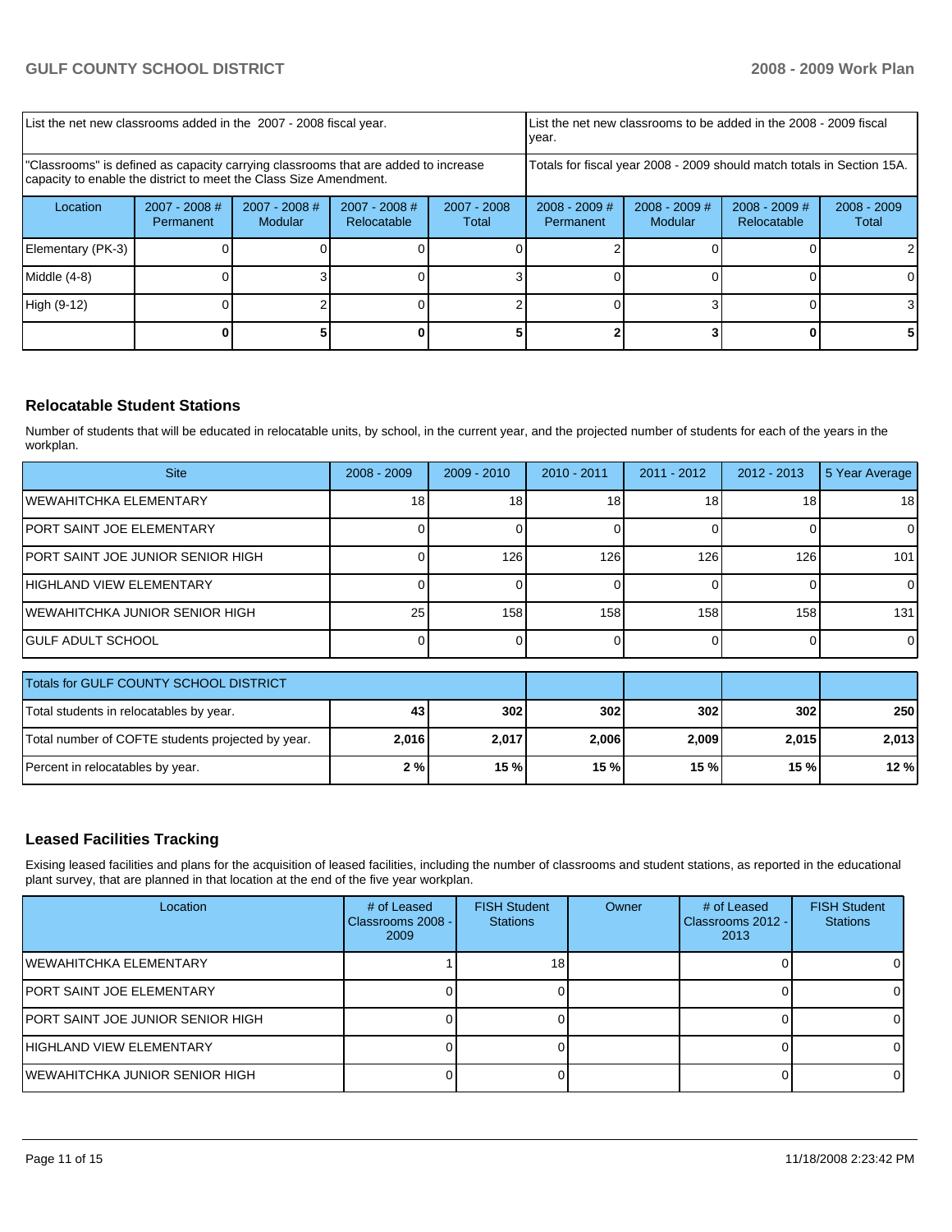| List the net new classrooms added in the 2007 - 2008 fiscal year. | | | | List the net new classrooms to be added in the 2008 - 2009 fiscal year. | | | |
|---|---|---|---|---|---|---|---|
| "Classrooms" is defined as capacity carrying classrooms that are added to increase capacity to enable the district to meet the Class Size Amendment. | | | | Totals for fiscal year 2008 - 2009 should match totals in Section 15A. | | | |
| Location | 2007 - 2008 # Permanent | 2007 - 2008 # Modular | 2007 - 2008 # Relocatable | 2007 - 2008 Total | 2008 - 2009 # Permanent | 2008 - 2009 # Modular | 2008 - 2009 # Relocatable | 2008 - 2009 Total |
| Elementary (PK-3) | 0 | 0 | 0 | 0 | 2 | 0 | 0 | 2 |
| Middle (4-8) | 0 | 3 | 0 | 3 | 0 | 0 | 0 | 0 |
| High (9-12) | 0 | 2 | 0 | 2 | 0 | 3 | 0 | 3 |
| | **0** | **5** | **0** | **5** | **2** | **3** | **0** | **5** |

## Relocatable Student Stations

Number of students that will be educated in relocatable units, by school, in the current year, and the projected number of students for each of the years in the workplan.

| Site | 2008 - 2009 | 2009 - 2010 | 2010 - 2011 | 2011 - 2012 | 2012 - 2013 | 5 Year Average |
|---|---|---|---|---|---|---|
| WEWAHITCHKA ELEMENTARY | 18 | 18 | 18 | 18 | 18 | 18 |
| PORT SAINT JOE ELEMENTARY | 0 | 0 | 0 | 0 | 0 | 0 |
| PORT SAINT JOE JUNIOR SENIOR HIGH | 0 | 126 | 126 | 126 | 126 | 101 |
| HIGHLAND VIEW ELEMENTARY | 0 | 0 | 0 | 0 | 0 | 0 |
| WEWAHITCHKA JUNIOR SENIOR HIGH | 25 | 158 | 158 | 158 | 158 | 131 |
| GULF ADULT SCHOOL | 0 | 0 | 0 | 0 | 0 | 0 |

| Totals for GULF COUNTY SCHOOL DISTRICT | | | | | | |
|---|---|---|---|---|---|---|
| Total students in relocatables by year. | **43** | **302** | **302** | **302** | **302** | **250** |
| Total number of COFTE students projected by year. | **2,016** | **2,017** | **2,006** | **2,009** | **2,015** | **2,013** |
| Percent in relocatables by year. | **2 %** | **15 %** | **15 %** | **15 %** | **15 %** | **12 %** |

## Leased Facilities Tracking

Exising leased facilities and plans for the acquisition of leased facilities, including the number of classrooms and student stations, as reported in the educational plant survey, that are planned in that location at the end of the five year workplan.

| Location | # of Leased Classrooms 2008 - 2009 | FISH Student Stations | Owner | # of Leased Classrooms 2012 - 2013 | FISH Student Stations |
|---|---|---|---|---|---|
| WEWAHITCHKA ELEMENTARY | 1 | 18 | | 0 | 0 |
| PORT SAINT JOE ELEMENTARY | 0 | 0 | | 0 | 0 |
| PORT SAINT JOE JUNIOR SENIOR HIGH | 0 | 0 | | 0 | 0 |
| HIGHLAND VIEW ELEMENTARY | 0 | 0 | | 0 | 0 |
| WEWAHITCHKA JUNIOR SENIOR HIGH | 0 | 0 | | 0 | 0 |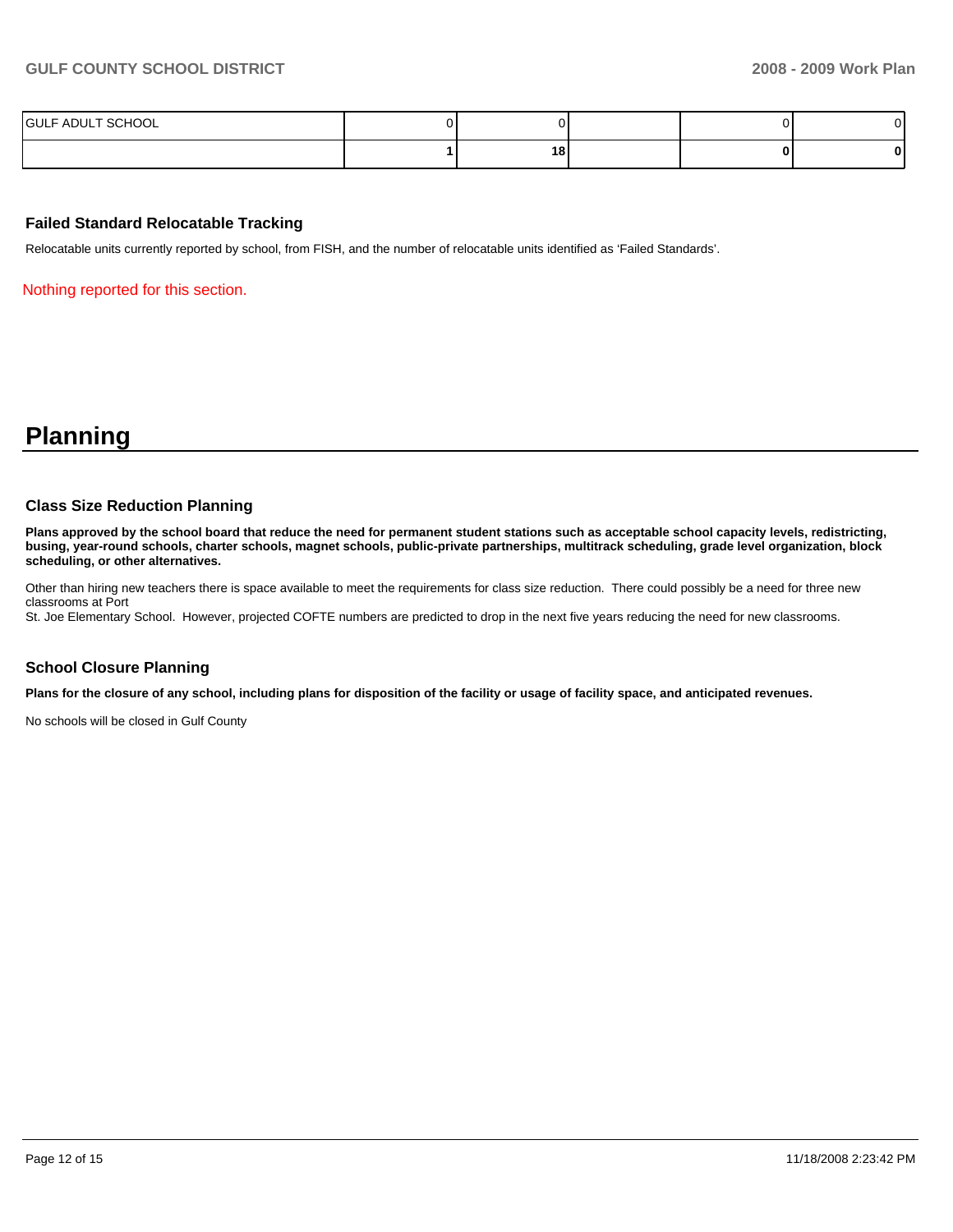| GULF ADULT SCHOOL | 0 | 0 | | 0 | 0 |
|---|---|---|---|---|---|
| | **1** | **18** | | **0** | **0** |

### Failed Standard Relocatable Tracking

Relocatable units currently reported by school, from FISH, and the number of relocatable units identified as 'Failed Standards'.

Nothing reported for this section.

# Planning

### Class Size Reduction Planning

**Plans approved by the school board that reduce the need for permanent student stations such as acceptable school capacity levels, redistricting, busing, year-round schools, charter schools, magnet schools, public-private partnerships, multitrack scheduling, grade level organization, block scheduling, or other alternatives.**

Other than hiring new teachers there is space available to meet the requirements for class size reduction. There could possibly be a need for three new classrooms at Port
St. Joe Elementary School. However, projected COFTE numbers are predicted to drop in the next five years reducing the need for new classrooms.

### School Closure Planning

**Plans for the closure of any school, including plans for disposition of the facility or usage of facility space, and anticipated revenues.**

No schools will be closed in Gulf County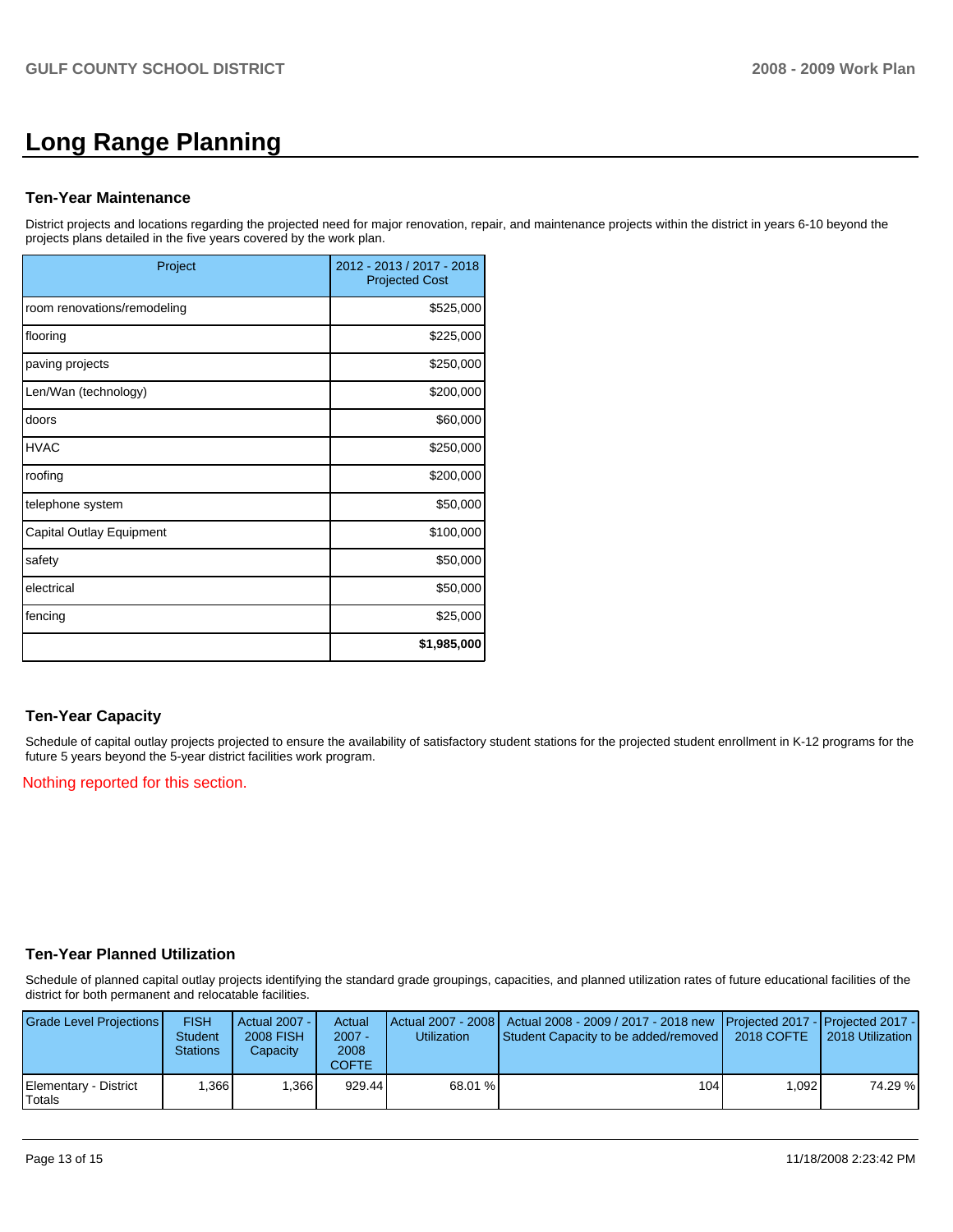# Long Range Planning

### Ten-Year Maintenance

District projects and locations regarding the projected need for major renovation, repair, and maintenance projects within the district in years 6-10 beyond the projects plans detailed in the five years covered by the work plan.

| Project | 2012 - 2013 / 2017 - 2018 Projected Cost |
|---|---|
| room renovations/remodeling | $525,000 |
| flooring | $225,000 |
| paving projects | $250,000 |
| Len/Wan (technology) | $200,000 |
| doors | $60,000 |
| HVAC | $250,000 |
| roofing | $200,000 |
| telephone system | $50,000 |
| Capital Outlay Equipment | $100,000 |
| safety | $50,000 |
| electrical | $50,000 |
| fencing | $25,000 |
| | **$1,985,000** |

### Ten-Year Capacity

Schedule of capital outlay projects projected to ensure the availability of satisfactory student stations for the projected student enrollment in K-12 programs for the future 5 years beyond the 5-year district facilities work program.

Nothing reported for this section.

### Ten-Year Planned Utilization

Schedule of planned capital outlay projects identifying the standard grade groupings, capacities, and planned utilization rates of future educational facilities of the district for both permanent and relocatable facilities.

| Grade Level Projections | FISH Student Stations | Actual 2007 - 2008 FISH Capacity | Actual 2007 - 2008 COFTE | Actual 2007 - 2008 Utilization | Actual 2008 - 2009 / 2017 - 2018 new Student Capacity to be added/removed | Projected 2017 - 2018 COFTE | Projected 2017 - 2018 Utilization |
|---|---|---|---|---|---|---|---|
| Elementary - District Totals | 1,366 | 1,366 | 929.44 | 68.01 % | 104 | 1,092 | 74.29 % |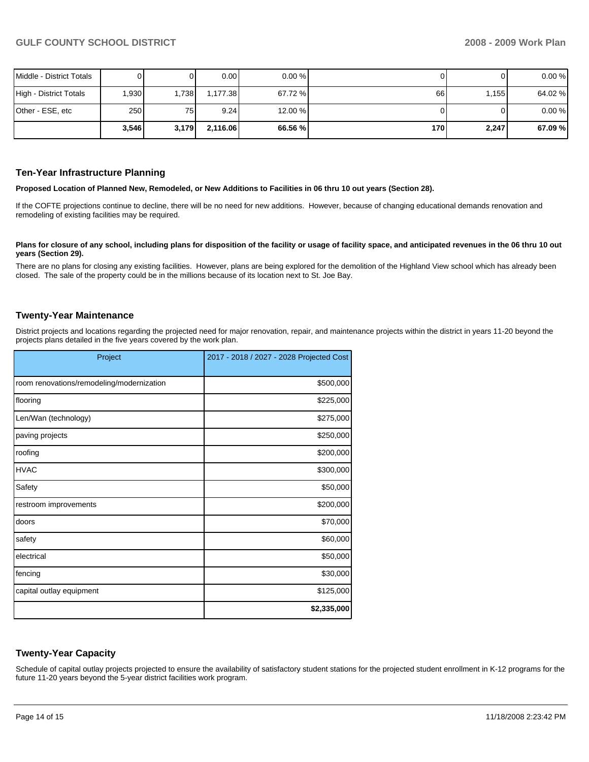| | | | | | | | |
|---|---|---|---|---|---|---|---|
| Middle - District Totals | 0 | 0 | 0.00 | 0.00 % | 0 | 0 | 0.00 % |
| High - District Totals | 1,930 | 1,738 | 1,177.38 | 67.72 % | 66 | 1,155 | 64.02 % |
| Other - ESE, etc | 250 | 75 | 9.24 | 12.00 % | 0 | 0 | 0.00 % |
| | **3,546** | **3,179** | **2,116.06** | **66.56 %** | **170** | **2,247** | **67.09 %** |

## Ten-Year Infrastructure Planning

**Proposed Location of Planned New, Remodeled, or New Additions to Facilities in 06 thru 10 out years (Section 28).**

If the COFTE projections continue to decline, there will be no need for new additions. However, because of changing educational demands renovation and remodeling of existing facilities may be required.

**Plans for closure of any school, including plans for disposition of the facility or usage of facility space, and anticipated revenues in the 06 thru 10 out years (Section 29).**

There are no plans for closing any existing facilities. However, plans are being explored for the demolition of the Highland View school which has already been closed. The sale of the property could be in the millions because of its location next to St. Joe Bay.

## Twenty-Year Maintenance

District projects and locations regarding the projected need for major renovation, repair, and maintenance projects within the district in years 11-20 beyond the projects plans detailed in the five years covered by the work plan.

| Project | 2017 - 2018 / 2027 - 2028 Projected Cost |
|---|---|
| room renovations/remodeling/modernization | $500,000 |
| flooring | $225,000 |
| Len/Wan (technology) | $275,000 |
| paving projects | $250,000 |
| roofing | $200,000 |
| HVAC | $300,000 |
| Safety | $50,000 |
| restroom improvements | $200,000 |
| doors | $70,000 |
| safety | $60,000 |
| electrical | $50,000 |
| fencing | $30,000 |
| capital outlay equipment | $125,000 |
| | **$2,335,000** |

## Twenty-Year Capacity

Schedule of capital outlay projects projected to ensure the availability of satisfactory student stations for the projected student enrollment in K-12 programs for the future 11-20 years beyond the 5-year district facilities work program.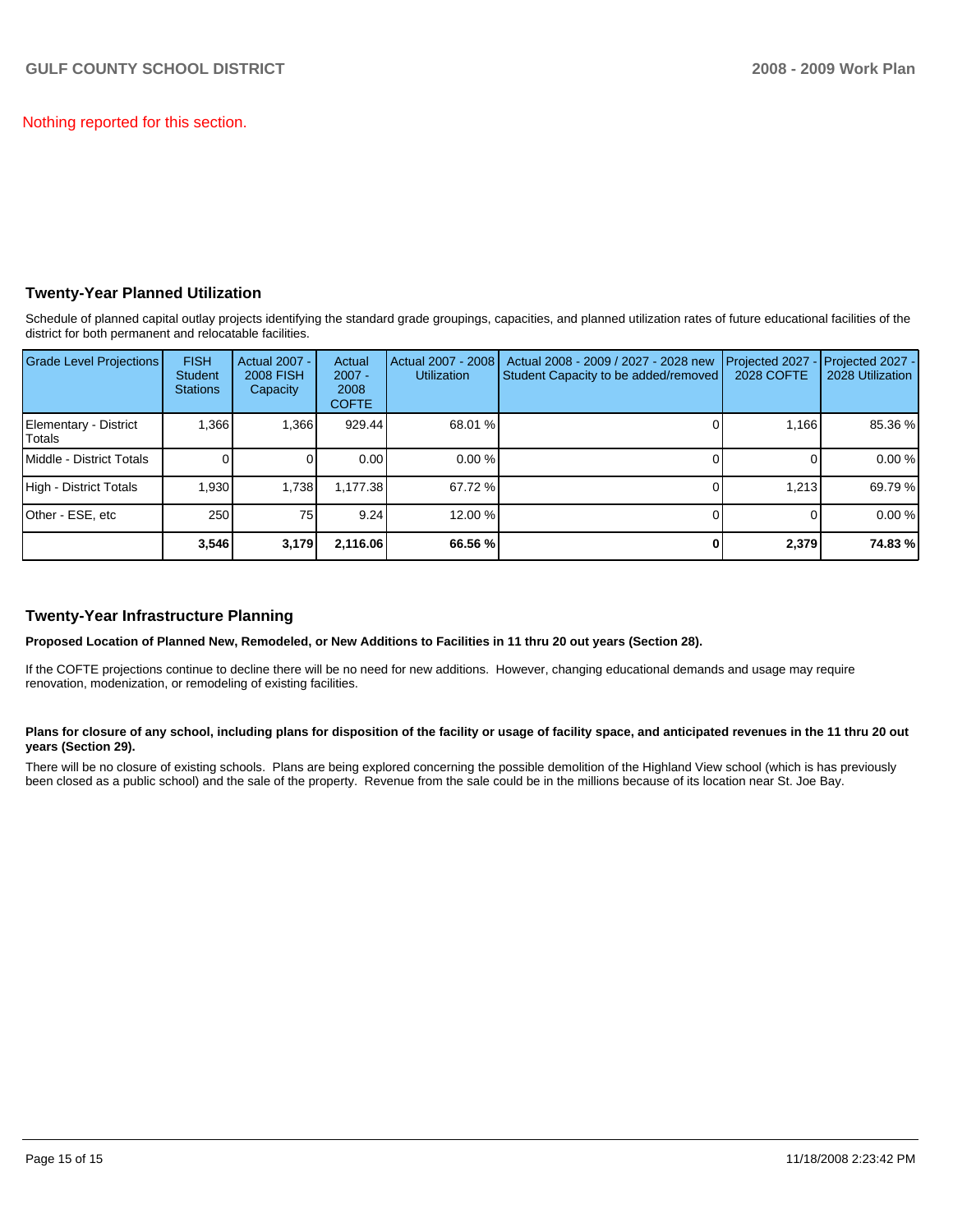Nothing reported for this section.

## Twenty-Year Planned Utilization

Schedule of planned capital outlay projects identifying the standard grade groupings, capacities, and planned utilization rates of future educational facilities of the district for both permanent and relocatable facilities.

| Grade Level Projections | FISH Student Stations | Actual 2007 - 2008 FISH Capacity | Actual 2007 - 2008 COFTE | Actual 2007 - 2008 Utilization | Actual 2008 - 2009 / 2027 - 2028 new Student Capacity to be added/removed | Projected 2027 - 2028 COFTE | Projected 2027 - 2028 Utilization |
|---|---|---|---|---|---|---|---|
| Elementary - District Totals | 1,366 | 1,366 | 929.44 | 68.01 % | 0 | 1,166 | 85.36 % |
| Middle - District Totals | 0 | 0 | 0.00 | 0.00 % | 0 | 0 | 0.00 % |
| High - District Totals | 1,930 | 1,738 | 1,177.38 | 67.72 % | 0 | 1,213 | 69.79 % |
| Other - ESE, etc | 250 | 75 | 9.24 | 12.00 % | 0 | 0 | 0.00 % |
| | **3,546** | **3,179** | **2,116.06** | **66.56 %** | **0** | **2,379** | **74.83 %** |

## Twenty-Year Infrastructure Planning

**Proposed Location of Planned New, Remodeled, or New Additions to Facilities in 11 thru 20 out years (Section 28).**

If the COFTE projections continue to decline there will be no need for new additions. However, changing educational demands and usage may require renovation, modenization, or remodeling of existing facilities.

**Plans for closure of any school, including plans for disposition of the facility or usage of facility space, and anticipated revenues in the 11 thru 20 out years (Section 29).**

There will be no closure of existing schools. Plans are being explored concerning the possible demolition of the Highland View school (which is has previously been closed as a public school) and the sale of the property. Revenue from the sale could be in the millions because of its location near St. Joe Bay.